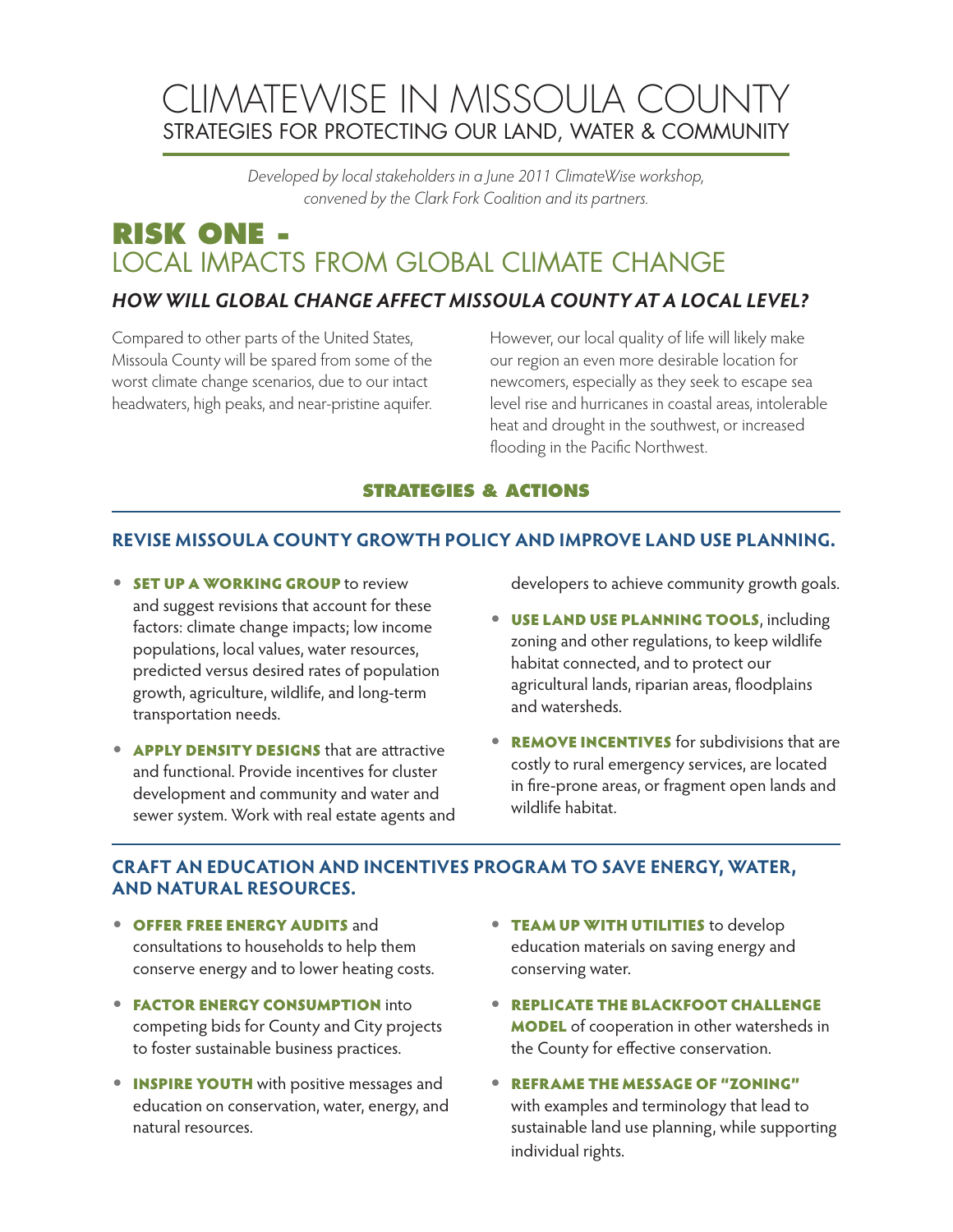# CLIMATEWISE IN MISSOULA COUNTY

## STRATEGIES FOR PROTECTING OUR LAND, WATER & COMMUNITY

*Developed by local stakeholders in a June 2011 ClimateWise workshop, convened by the Clark Fork Coalition and its partners.*

# RISK ONE - LOCAL IMPACTS FROM GLOBAL CLIMATE CHANGE

### *HOW WILL GLOBAL CHANGE AFFECT MISSOULA COUNTY AT A LOCAL LEVEL?*

Compared to other parts of the United States, Missoula County will be spared from some of the worst climate change scenarios, due to our intact headwaters, high peaks, and near-pristine aquifer.

However, our local quality of life will likely make our region an even more desirable location for newcomers, especially as they seek to escape sea level rise and hurricanes in coastal areas, intolerable heat and drought in the southwest, or increased flooding in the Pacific Northwest.

## STRATEGIES & ACTIONS

### REVISE MISSOULA COUNTY GROWTH POLICY AND IMPROVE LAND USE PLANNING.

- **SET UP A WORKING GROUP** to review and suggest revisions that account for these factors: climate change impacts; low income populations, local values, water resources, predicted versus desired rates of population growth, agriculture, wildlife, and long-term transportation needs.
- **APPLY DENSITY DESIGNS** that are attractive and functional. Provide incentives for cluster development and community and water and sewer system. Work with real estate agents and developers to achieve community growth goals.
- **USE LAND USE PLANNING TOOLS**, including zoning and other regulations, to keep wildlife habitat connected, and to protect our agricultural lands, riparian areas, floodplains and watersheds.
- **REMOVE INCENTIVES** for subdivisions that are costly to rural emergency services, are located in fire-prone areas, or fragment open lands and wildlife habitat.

### CRAFT AN EDUCATION AND INCENTIVES PROGRAM TO SAVE ENERGY, WATER, AND NATURAL RESOURCES.

- **OFFER FREE ENERGY AUDITS** and consultations to households to help them conserve energy and to lower heating costs.
- **FACTOR ENERGY CONSUMPTION** into competing bids for County and City projects to foster sustainable business practices.
- **INSPIRE YOUTH** with positive messages and education on conservation, water, energy, and natural resources.
- **TEAM UP WITH UTILITIES** to develop education materials on saving energy and conserving water.
- **REPLICATE THE BLACKFOOT CHALLENGE MODEL** of cooperation in other watersheds in the County for effective conservation.
- **REFRAME THE MESSAGE OF "ZONING"** with examples and terminology that lead to sustainable land use planning, while supporting individual rights.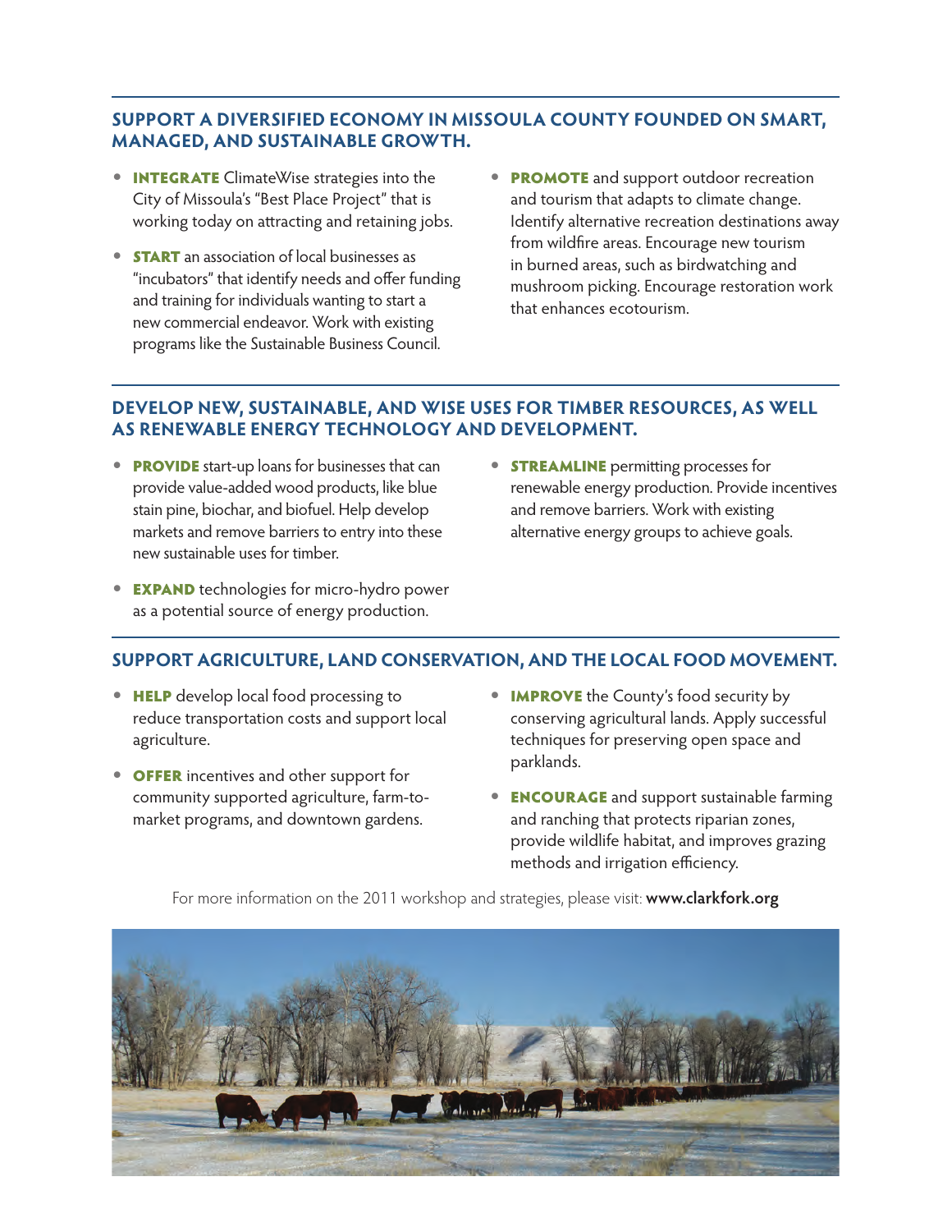## SUPPORT A DIVERSIFIED ECONOMY IN MISSOULA COUNTY FOUNDED ON SMART, MANAGED, AND SUSTAINABLE GROWTH.

- **INTEGRATE** ClimateWise strategies into the City of Missoula's "Best Place Project" that is working today on attracting and retaining jobs.
- **START** an association of local businesses as "incubators" that identify needs and offer funding and training for individuals wanting to start a new commercial endeavor. Work with existing programs like the Sustainable Business Council.
- **PROMOTE** and support outdoor recreation and tourism that adapts to climate change. Identify alternative recreation destinations away from wildfire areas. Encourage new tourism in burned areas, such as birdwatching and mushroom picking. Encourage restoration work that enhances ecotourism.

## DEVELOP NEW, SUSTAINABLE, AND WISE USES FOR TIMBER RESOURCES, AS WELL AS RENEWABLE ENERGY TECHNOLOGY AND DEVELOPMENT.

- **PROVIDE** start-up loans for businesses that can provide value-added wood products, like blue stain pine, biochar, and biofuel. Help develop markets and remove barriers to entry into these new sustainable uses for timber.
- **EXPAND** technologies for micro-hydro power as a potential source of energy production.
- **STREAMLINE** permitting processes for renewable energy production. Provide incentives and remove barriers. Work with existing alternative energy groups to achieve goals.

## SUPPORT AGRICULTURE, LAND CONSERVATION, AND THE LOCAL FOOD MOVEMENT.

- **HELP** develop local food processing to reduce transportation costs and support local agriculture.
- **OFFER** incentives and other support for community supported agriculture, farm-to-market programs, and downtown gardens.
- **IMPROVE** the County's food security by conserving agricultural lands. Apply successful techniques for preserving open space and parklands.
- **ENCOURAGE** and support sustainable farming and ranching that protects riparian zones, provide wildlife habitat, and improves grazing methods and irrigation efficiency.

For more information on the 2011 workshop and strategies, please visit: **www.clarkfork.org**